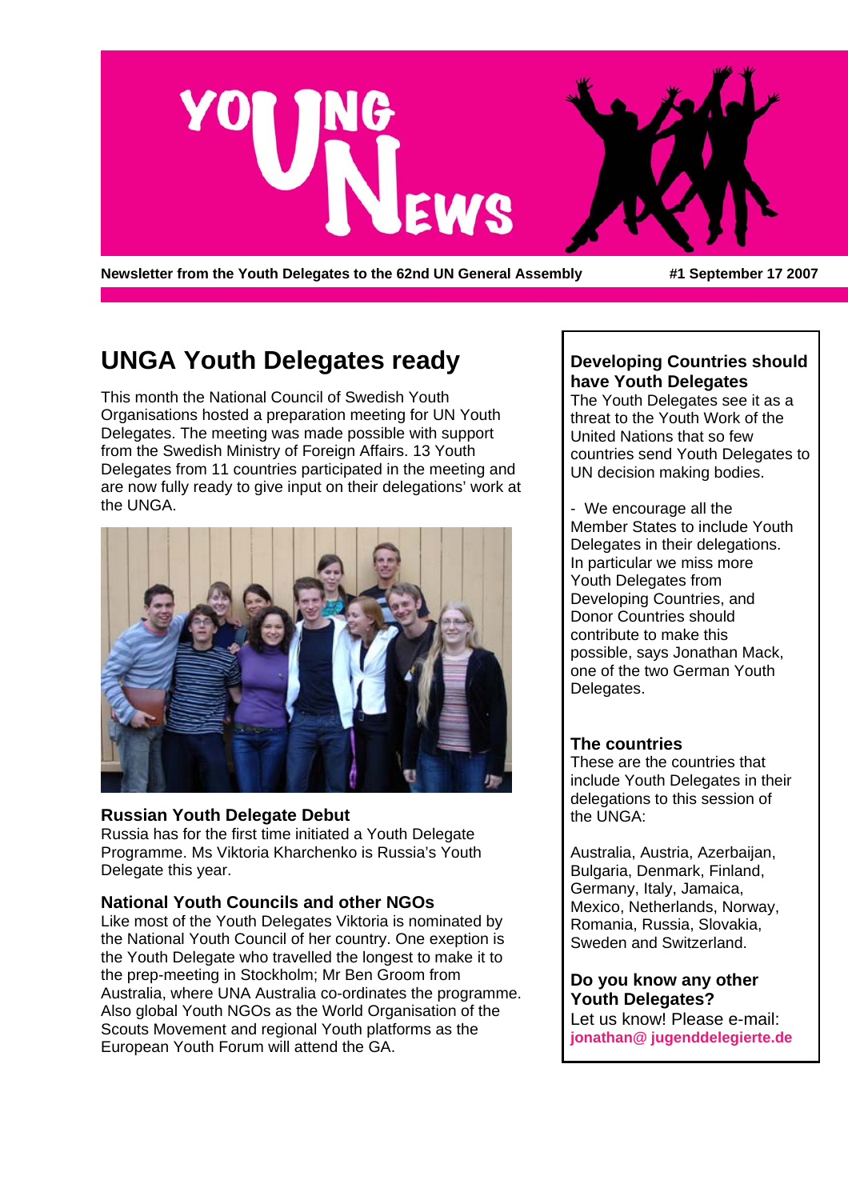# YOUNG UN NEWS

**Newsletter from the Youth Delegates to the 62nd UN General Assembly** **#1 September 17 2007**

## UNGA Youth Delegates ready

This month the National Council of Swedish Youth Organisations hosted a preparation meeting for UN Youth Delegates. The meeting was made possible with support from the Swedish Ministry of Foreign Affairs. 13 Youth Delegates from 11 countries participated in the meeting and are now fully ready to give input on their delegations' work at the UNGA.

### Russian Youth Delegate Debut

Russia has for the first time initiated a Youth Delegate Programme. Ms Viktoria Kharchenko is Russia's Youth Delegate this year.

### National Youth Councils and other NGOs

Like most of the Youth Delegates Viktoria is nominated by the National Youth Council of her country. One exeption is the Youth Delegate who travelled the longest to make it to the prep-meeting in Stockholm; Mr Ben Groom from Australia, where UNA Australia co-ordinates the programme. Also global Youth NGOs as the World Organisation of the Scouts Movement and regional Youth platforms as the European Youth Forum will attend the GA.

### Developing Countries should have Youth Delegates

The Youth Delegates see it as a threat to the Youth Work of the United Nations that so few countries send Youth Delegates to UN decision making bodies.

- We encourage all the Member States to include Youth Delegates in their delegations. In particular we miss more Youth Delegates from Developing Countries, and Donor Countries should contribute to make this possible, says Jonathan Mack, one of the two German Youth Delegates.

### The countries

These are the countries that include Youth Delegates in their delegations to this session of the UNGA:

Australia, Austria, Azerbaijan, Bulgaria, Denmark, Finland, Germany, Italy, Jamaica, Mexico, Netherlands, Norway, Romania, Russia, Slovakia, Sweden and Switzerland.

### Do you know any other Youth Delegates?

Let us know! Please e-mail: **jonathan@ jugenddelegierte.de**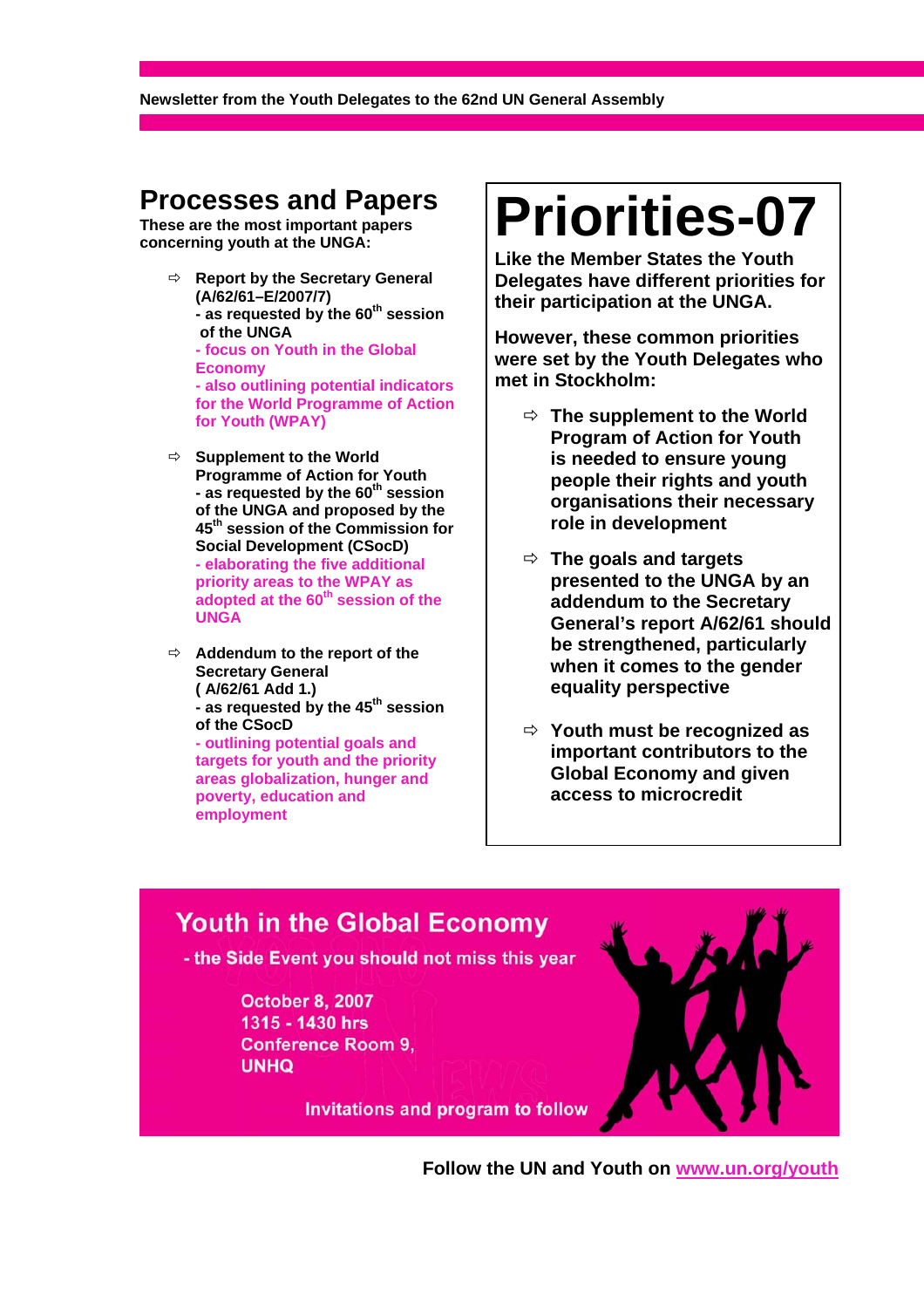Newsletter from the Youth Delegates to the 62nd UN General Assembly

## Processes and Papers

**These are the most important papers concerning youth at the UNGA:**

- **Report by the Secretary General (A/62/61–E/2007/7)**
  **- as requested by the 60th session of the UNGA**
  **- focus on Youth in the Global Economy**
  **- also outlining potential indicators for the World Programme of Action for Youth (WPAY)**

- **Supplement to the World Programme of Action for Youth**
  **- as requested by the 60th session of the UNGA and proposed by the 45th session of the Commission for Social Development (CSocD)**
  **- elaborating the five additional priority areas to the WPAY as adopted at the 60th session of the UNGA**

- **Addendum to the report of the Secretary General ( A/62/61 Add 1.)**
  **- as requested by the 45th session of the CSocD**
  **- outlining potential goals and targets for youth and the priority areas globalization, hunger and poverty, education and employment**

# Priorities-07

**Like the Member States the Youth Delegates have different priorities for their participation at the UNGA.**

**However, these common priorities were set by the Youth Delegates who met in Stockholm:**

- **The supplement to the World Program of Action for Youth is needed to ensure young people their rights and youth organisations their necessary role in development**
- **The goals and targets presented to the UNGA by an addendum to the Secretary General's report A/62/61 should be strengthened, particularly when it comes to the gender equality perspective**
- **Youth must be recognized as important contributors to the Global Economy and given access to microcredit**

## Youth in the Global Economy

**- the Side Event you should not miss this year**

**October 8, 2007**
**1315 - 1430 hrs**
**Conference Room 9,**
**UNHQ**

**Invitations and program to follow**

**Follow the UN and Youth on [www.un.org/youth](www.un.org/youth)**